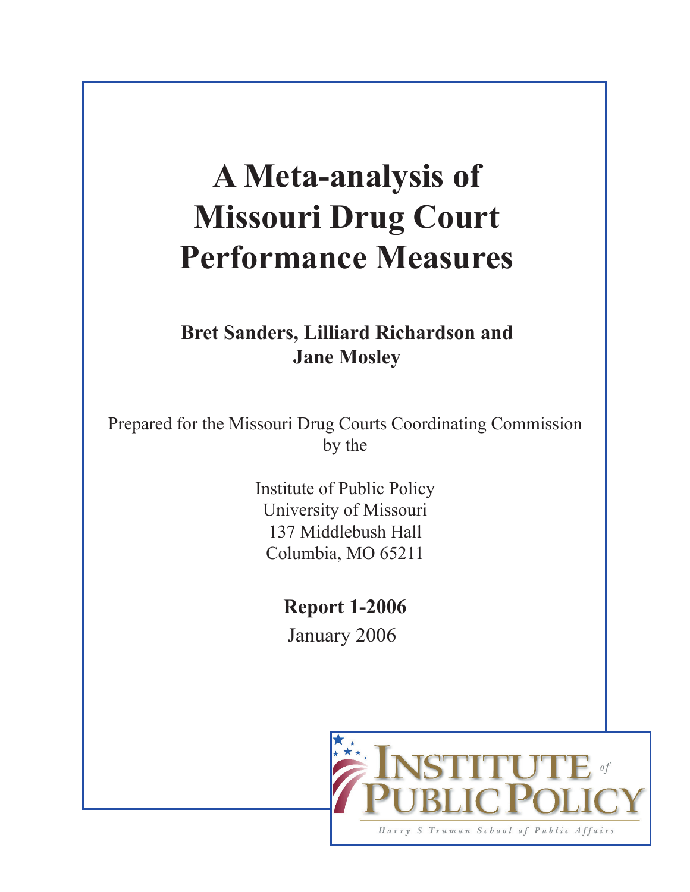# A Meta-analysis of Missouri Drug Court Performance Measures

**Bret Sanders, Lilliard Richardson and Jane Mosley**

Prepared for the Missouri Drug Courts Coordinating Commission by the

Institute of Public Policy
University of Missouri
137 Middlebush Hall
Columbia, MO 65211

**Report 1-2006**

January 2006

INSTITUTE of PUBLIC POLICY

Harry S Truman School of Public Affairs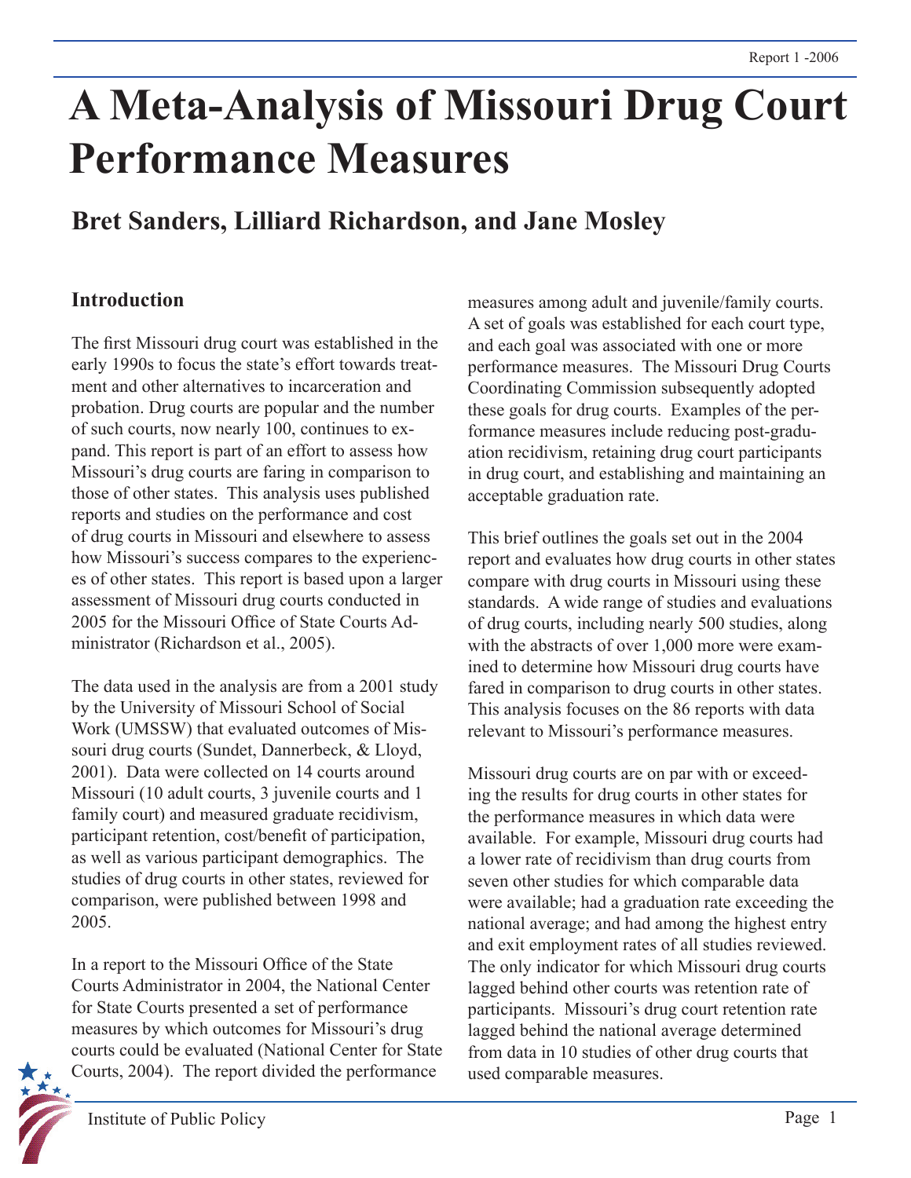# A Meta-Analysis of Missouri Drug Court Performance Measures

## Bret Sanders, Lilliard Richardson, and Jane Mosley

### Introduction

The first Missouri drug court was established in the early 1990s to focus the state's effort towards treatment and other alternatives to incarceration and probation. Drug courts are popular and the number of such courts, now nearly 100, continues to expand. This report is part of an effort to assess how Missouri's drug courts are faring in comparison to those of other states. This analysis uses published reports and studies on the performance and cost of drug courts in Missouri and elsewhere to assess how Missouri's success compares to the experiences of other states. This report is based upon a larger assessment of Missouri drug courts conducted in 2005 for the Missouri Office of State Courts Administrator (Richardson et al., 2005).

The data used in the analysis are from a 2001 study by the University of Missouri School of Social Work (UMSSW) that evaluated outcomes of Missouri drug courts (Sundet, Dannerbeck, & Lloyd, 2001). Data were collected on 14 courts around Missouri (10 adult courts, 3 juvenile courts and 1 family court) and measured graduate recidivism, participant retention, cost/benefit of participation, as well as various participant demographics. The studies of drug courts in other states, reviewed for comparison, were published between 1998 and 2005.

In a report to the Missouri Office of the State Courts Administrator in 2004, the National Center for State Courts presented a set of performance measures by which outcomes for Missouri's drug courts could be evaluated (National Center for State Courts, 2004). The report divided the performance measures among adult and juvenile/family courts. A set of goals was established for each court type, and each goal was associated with one or more performance measures. The Missouri Drug Courts Coordinating Commission subsequently adopted these goals for drug courts. Examples of the performance measures include reducing post-graduation recidivism, retaining drug court participants in drug court, and establishing and maintaining an acceptable graduation rate.

This brief outlines the goals set out in the 2004 report and evaluates how drug courts in other states compare with drug courts in Missouri using these standards. A wide range of studies and evaluations of drug courts, including nearly 500 studies, along with the abstracts of over 1,000 more were examined to determine how Missouri drug courts have fared in comparison to drug courts in other states. This analysis focuses on the 86 reports with data relevant to Missouri's performance measures.

Missouri drug courts are on par with or exceeding the results for drug courts in other states for the performance measures in which data were available. For example, Missouri drug courts had a lower rate of recidivism than drug courts from seven other studies for which comparable data were available; had a graduation rate exceeding the national average; and had among the highest entry and exit employment rates of all studies reviewed. The only indicator for which Missouri drug courts lagged behind other courts was retention rate of participants. Missouri's drug court retention rate lagged behind the national average determined from data in 10 studies of other drug courts that used comparable measures.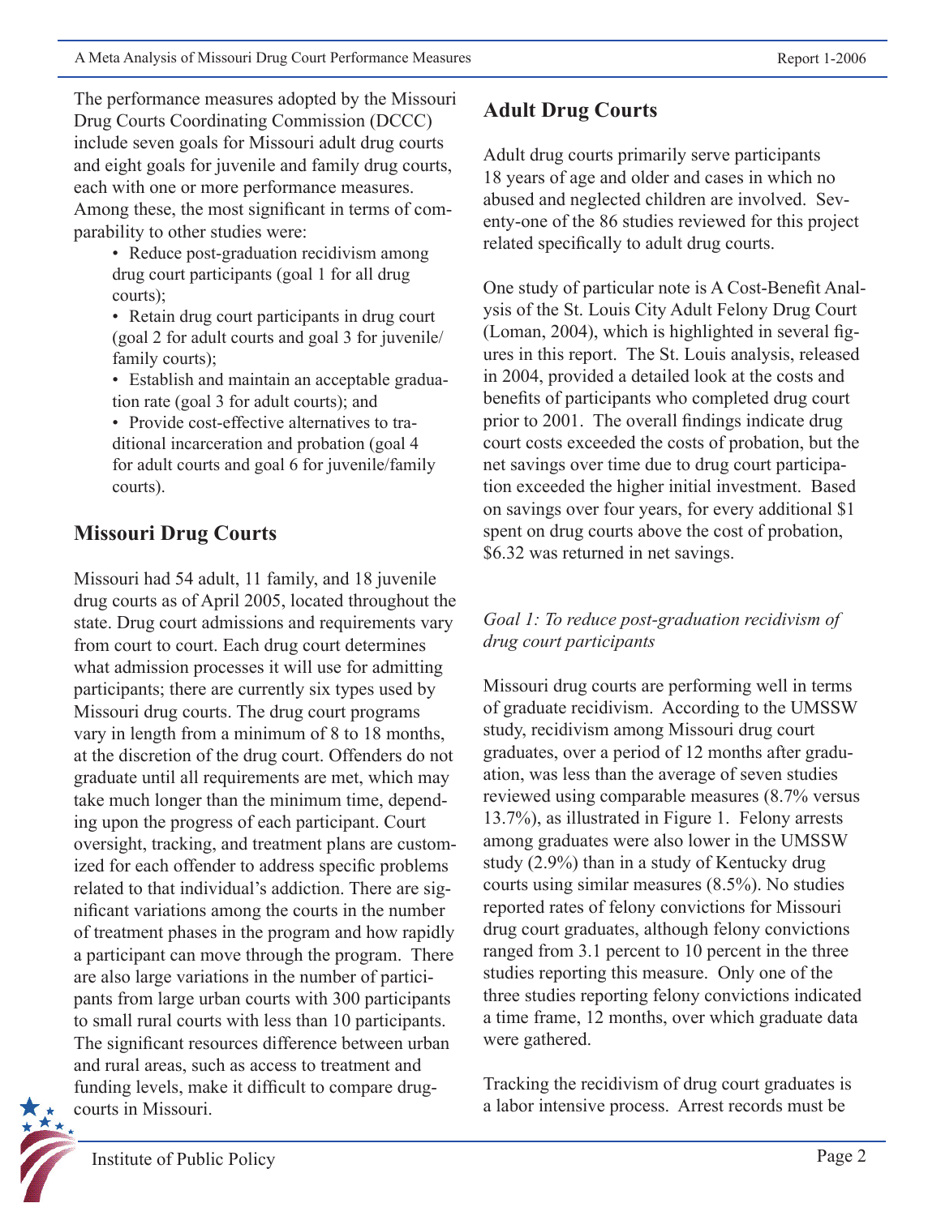The performance measures adopted by the Missouri Drug Courts Coordinating Commission (DCCC) include seven goals for Missouri adult drug courts and eight goals for juvenile and family drug courts, each with one or more performance measures. Among these, the most significant in terms of comparability to other studies were:

- Reduce post-graduation recidivism among drug court participants (goal 1 for all drug courts);
- Retain drug court participants in drug court (goal 2 for adult courts and goal 3 for juvenile/family courts);
- Establish and maintain an acceptable graduation rate (goal 3 for adult courts); and
- Provide cost-effective alternatives to traditional incarceration and probation (goal 4 for adult courts and goal 6 for juvenile/family courts).

## Missouri Drug Courts

Missouri had 54 adult, 11 family, and 18 juvenile drug courts as of April 2005, located throughout the state. Drug court admissions and requirements vary from court to court. Each drug court determines what admission processes it will use for admitting participants; there are currently six types used by Missouri drug courts. The drug court programs vary in length from a minimum of 8 to 18 months, at the discretion of the drug court. Offenders do not graduate until all requirements are met, which may take much longer than the minimum time, depending upon the progress of each participant. Court oversight, tracking, and treatment plans are customized for each offender to address specific problems related to that individual's addiction. There are significant variations among the courts in the number of treatment phases in the program and how rapidly a participant can move through the program. There are also large variations in the number of participants from large urban courts with 300 participants to small rural courts with less than 10 participants. The significant resources difference between urban and rural areas, such as access to treatment and funding levels, make it difficult to compare drug-courts in Missouri.

## Adult Drug Courts

Adult drug courts primarily serve participants 18 years of age and older and cases in which no abused and neglected children are involved. Seventy-one of the 86 studies reviewed for this project related specifically to adult drug courts.

One study of particular note is A Cost-Benefit Analysis of the St. Louis City Adult Felony Drug Court (Loman, 2004), which is highlighted in several figures in this report. The St. Louis analysis, released in 2004, provided a detailed look at the costs and benefits of participants who completed drug court prior to 2001. The overall findings indicate drug court costs exceeded the costs of probation, but the net savings over time due to drug court participation exceeded the higher initial investment. Based on savings over four years, for every additional $1 spent on drug courts above the cost of probation, $6.32 was returned in net savings.

*Goal 1: To reduce post-graduation recidivism of drug court participants*

Missouri drug courts are performing well in terms of graduate recidivism. According to the UMSSW study, recidivism among Missouri drug court graduates, over a period of 12 months after graduation, was less than the average of seven studies reviewed using comparable measures (8.7% versus 13.7%), as illustrated in Figure 1. Felony arrests among graduates were also lower in the UMSSW study (2.9%) than in a study of Kentucky drug courts using similar measures (8.5%). No studies reported rates of felony convictions for Missouri drug court graduates, although felony convictions ranged from 3.1 percent to 10 percent in the three studies reporting this measure. Only one of the three studies reporting felony convictions indicated a time frame, 12 months, over which graduate data were gathered.

Tracking the recidivism of drug court graduates is a labor intensive process. Arrest records must be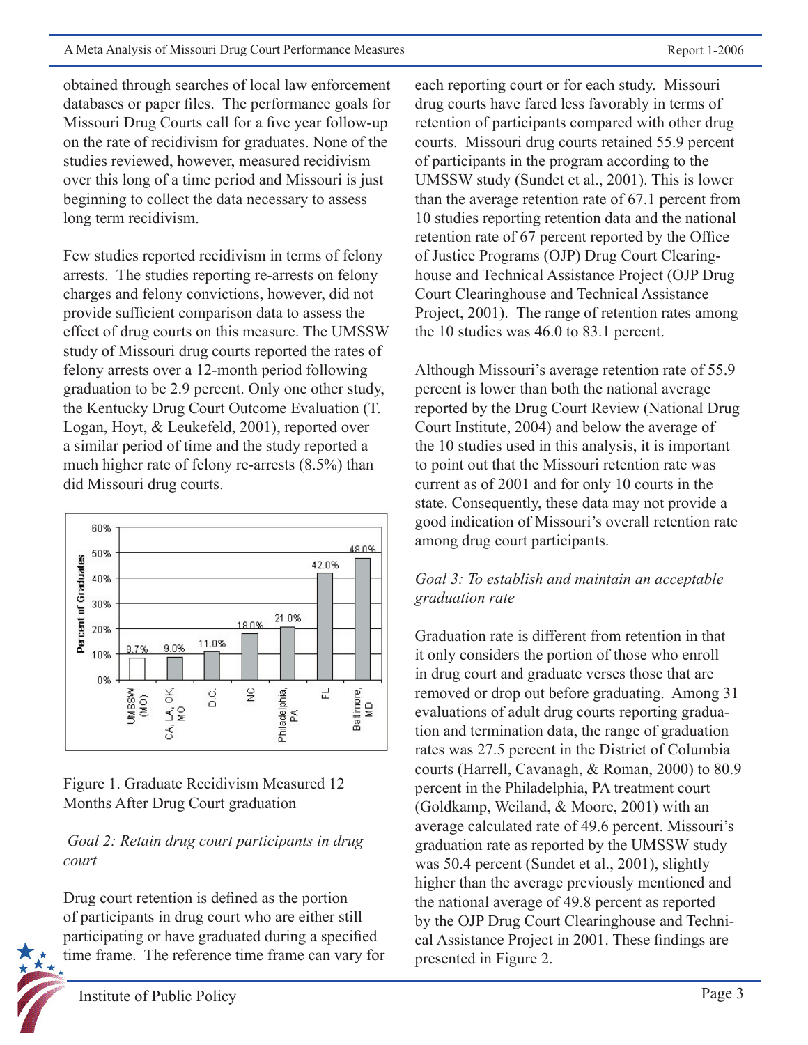obtained through searches of local law enforcement databases or paper files. The performance goals for Missouri Drug Courts call for a five year follow-up on the rate of recidivism for graduates. None of the studies reviewed, however, measured recidivism over this long of a time period and Missouri is just beginning to collect the data necessary to assess long term recidivism.

Few studies reported recidivism in terms of felony arrests. The studies reporting re-arrests on felony charges and felony convictions, however, did not provide sufficient comparison data to assess the effect of drug courts on this measure. The UMSSW study of Missouri drug courts reported the rates of felony arrests over a 12-month period following graduation to be 2.9 percent. Only one other study, the Kentucky Drug Court Outcome Evaluation (T. Logan, Hoyt, & Leukefeld, 2001), reported over a similar period of time and the study reported a much higher rate of felony re-arrests (8.5%) than did Missouri drug courts.

| | UMSSW (MO) | CA, LA, OK, MO | D.C. | NC | Philadelphia, PA | FL | Baltimore, MD |
|---|---|---|---|---|---|---|---|
| Percent of Graduates | 8.7% | 9.0% | 11.0% | 18.0% | 21.0% | 42.0% | 48.0% |

Figure 1. Graduate Recidivism Measured 12 Months After Drug Court graduation

*Goal 2: Retain drug court participants in drug court*

Drug court retention is defined as the portion of participants in drug court who are either still participating or have graduated during a specified time frame. The reference time frame can vary for each reporting court or for each study. Missouri drug courts have fared less favorably in terms of retention of participants compared with other drug courts. Missouri drug courts retained 55.9 percent of participants in the program according to the UMSSW study (Sundet et al., 2001). This is lower than the average retention rate of 67.1 percent from 10 studies reporting retention data and the national retention rate of 67 percent reported by the Office of Justice Programs (OJP) Drug Court Clearing-house and Technical Assistance Project (OJP Drug Court Clearinghouse and Technical Assistance Project, 2001). The range of retention rates among the 10 studies was 46.0 to 83.1 percent.

Although Missouri's average retention rate of 55.9 percent is lower than both the national average reported by the Drug Court Review (National Drug Court Institute, 2004) and below the average of the 10 studies used in this analysis, it is important to point out that the Missouri retention rate was current as of 2001 and for only 10 courts in the state. Consequently, these data may not provide a good indication of Missouri's overall retention rate among drug court participants.

*Goal 3: To establish and maintain an acceptable graduation rate*

Graduation rate is different from retention in that it only considers the portion of those who enroll in drug court and graduate verses those that are removed or drop out before graduating. Among 31 evaluations of adult drug courts reporting graduation and termination data, the range of graduation rates was 27.5 percent in the District of Columbia courts (Harrell, Cavanagh, & Roman, 2000) to 80.9 percent in the Philadelphia, PA treatment court (Goldkamp, Weiland, & Moore, 2001) with an average calculated rate of 49.6 percent. Missouri's graduation rate as reported by the UMSSW study was 50.4 percent (Sundet et al., 2001), slightly higher than the average previously mentioned and the national average of 49.8 percent as reported by the OJP Drug Court Clearinghouse and Technical Assistance Project in 2001. These findings are presented in Figure 2.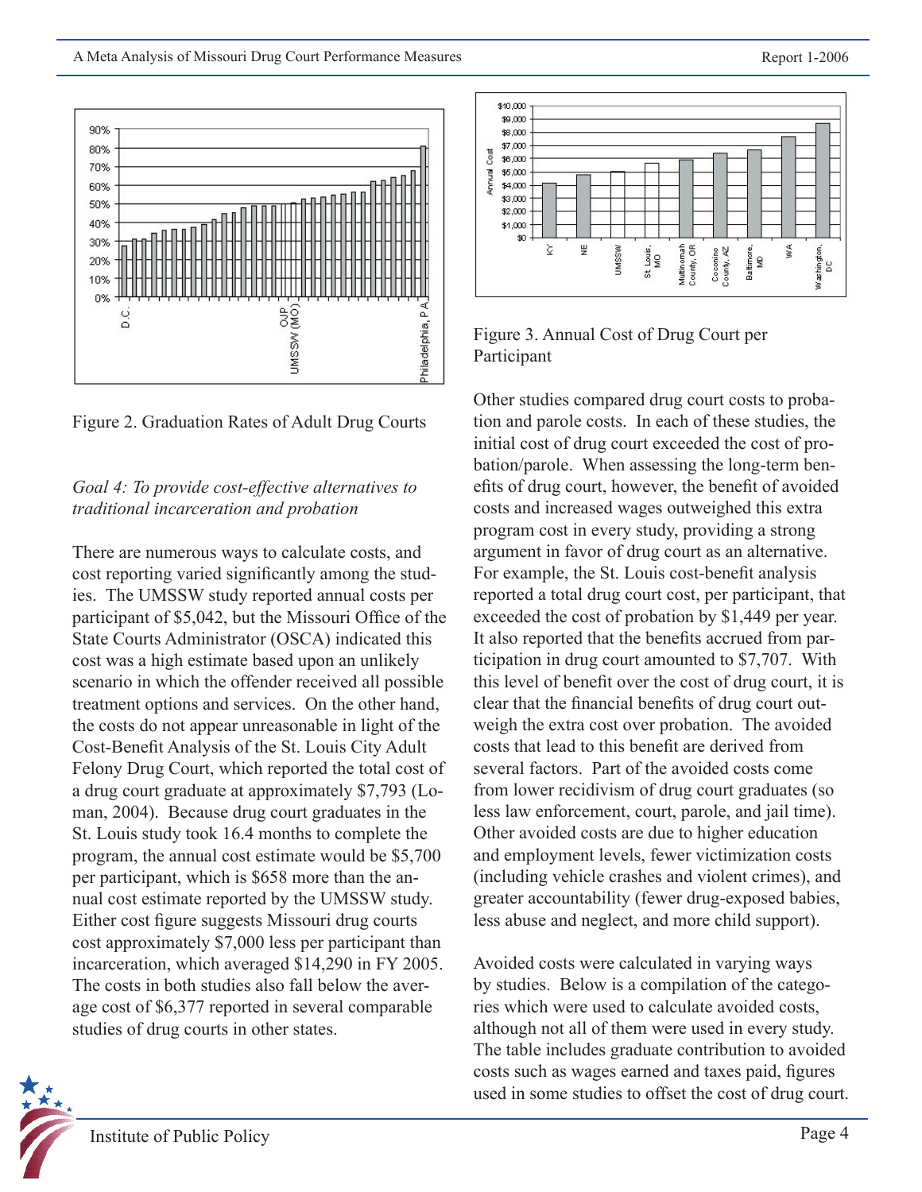Figure 2. Graduation Rates of Adult Drug Courts

*Goal 4: To provide cost-effective alternatives to traditional incarceration and probation*

There are numerous ways to calculate costs, and cost reporting varied significantly among the studies. The UMSSW study reported annual costs per participant of $5,042, but the Missouri Office of the State Courts Administrator (OSCA) indicated this cost was a high estimate based upon an unlikely scenario in which the offender received all possible treatment options and services. On the other hand, the costs do not appear unreasonable in light of the Cost-Benefit Analysis of the St. Louis City Adult Felony Drug Court, which reported the total cost of a drug court graduate at approximately $7,793 (Loman, 2004). Because drug court graduates in the St. Louis study took 16.4 months to complete the program, the annual cost estimate would be $5,700 per participant, which is $658 more than the annual cost estimate reported by the UMSSW study. Either cost figure suggests Missouri drug courts cost approximately $7,000 less per participant than incarceration, which averaged $14,290 in FY 2005. The costs in both studies also fall below the average cost of $6,377 reported in several comparable studies of drug courts in other states.

Figure 3. Annual Cost of Drug Court per Participant

Other studies compared drug court costs to probation and parole costs. In each of these studies, the initial cost of drug court exceeded the cost of probation/parole. When assessing the long-term benefits of drug court, however, the benefit of avoided costs and increased wages outweighed this extra program cost in every study, providing a strong argument in favor of drug court as an alternative. For example, the St. Louis cost-benefit analysis reported a total drug court cost, per participant, that exceeded the cost of probation by $1,449 per year. It also reported that the benefits accrued from participation in drug court amounted to $7,707. With this level of benefit over the cost of drug court, it is clear that the financial benefits of drug court outweigh the extra cost over probation. The avoided costs that lead to this benefit are derived from several factors. Part of the avoided costs come from lower recidivism of drug court graduates (so less law enforcement, court, parole, and jail time). Other avoided costs are due to higher education and employment levels, fewer victimization costs (including vehicle crashes and violent crimes), and greater accountability (fewer drug-exposed babies, less abuse and neglect, and more child support).

Avoided costs were calculated in varying ways by studies. Below is a compilation of the categories which were used to calculate avoided costs, although not all of them were used in every study. The table includes graduate contribution to avoided costs such as wages earned and taxes paid, figures used in some studies to offset the cost of drug court.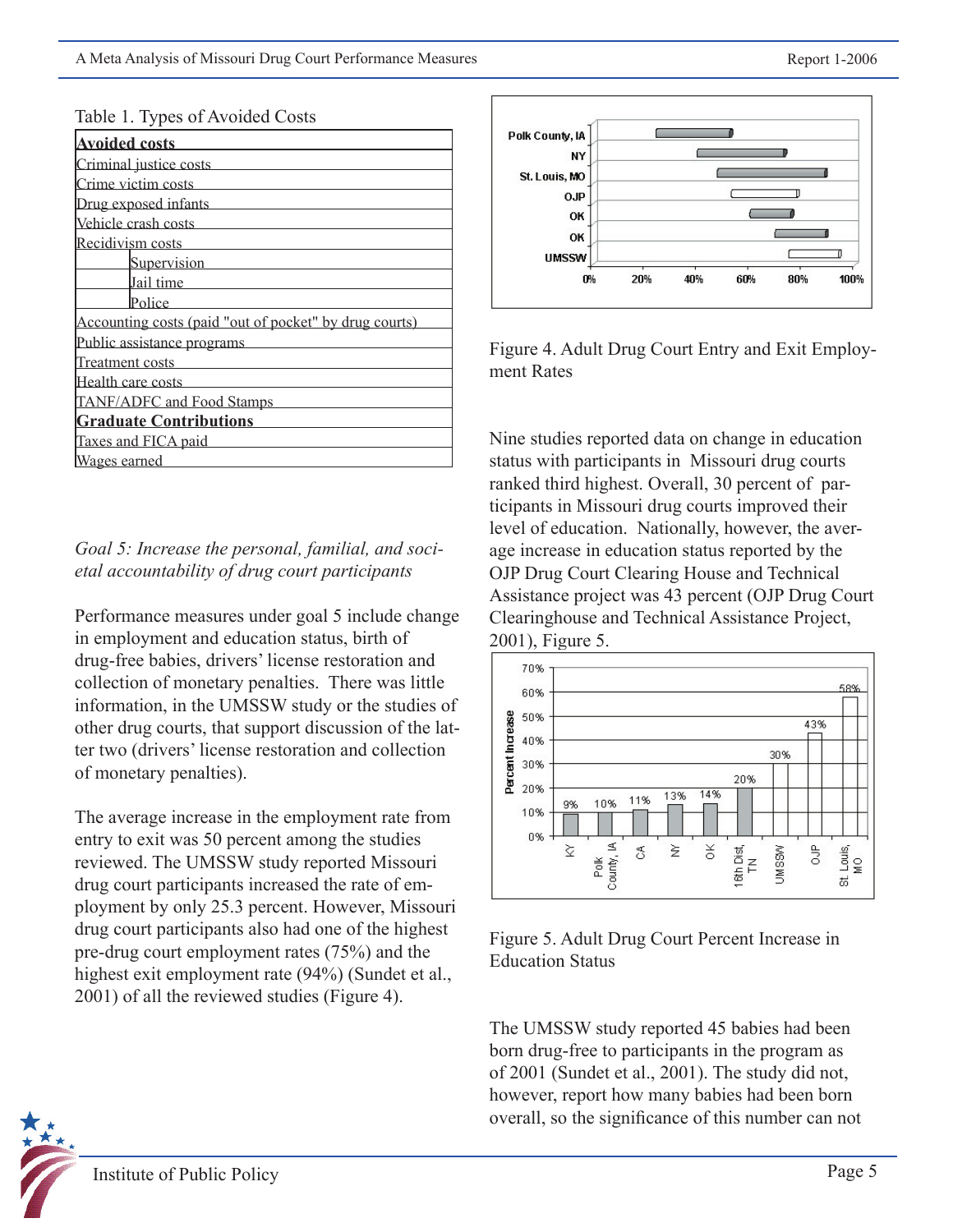Table 1. Types of Avoided Costs

| Avoided costs | |
|---|---|
| Criminal justice costs | |
| Crime victim costs | |
| Drug exposed infants | |
| Vehicle crash costs | |
| Recidivism costs | |
| | Supervision |
| | Jail time |
| | Police |
| Accounting costs (paid "out of pocket" by drug courts) | |
| Public assistance programs | |
| Treatment costs | |
| Health care costs | |
| TANF/ADFC and Food Stamps | |
| **Graduate Contributions** | |
| Taxes and FICA paid | |
| Wages earned | |

*Goal 5: Increase the personal, familial, and societal accountability of drug court participants*

Performance measures under goal 5 include change in employment and education status, birth of drug-free babies, drivers' license restoration and collection of monetary penalties. There was little information, in the UMSSW study or the studies of other drug courts, that support discussion of the latter two (drivers' license restoration and collection of monetary penalties).

The average increase in the employment rate from entry to exit was 50 percent among the studies reviewed. The UMSSW study reported Missouri drug court participants increased the rate of employment by only 25.3 percent. However, Missouri drug court participants also had one of the highest pre-drug court employment rates (75%) and the highest exit employment rate (94%) (Sundet et al., 2001) of all the reviewed studies (Figure 4).

Figure 4. Adult Drug Court Entry and Exit Employment Rates

Nine studies reported data on change in education status with participants in Missouri drug courts ranked third highest. Overall, 30 percent of participants in Missouri drug courts improved their level of education. Nationally, however, the average increase in education status reported by the OJP Drug Court Clearing House and Technical Assistance project was 43 percent (OJP Drug Court Clearinghouse and Technical Assistance Project, 2001), Figure 5.

Figure 5. Adult Drug Court Percent Increase in Education Status

The UMSSW study reported 45 babies had been born drug-free to participants in the program as of 2001 (Sundet et al., 2001). The study did not, however, report how many babies had been born overall, so the significance of this number can not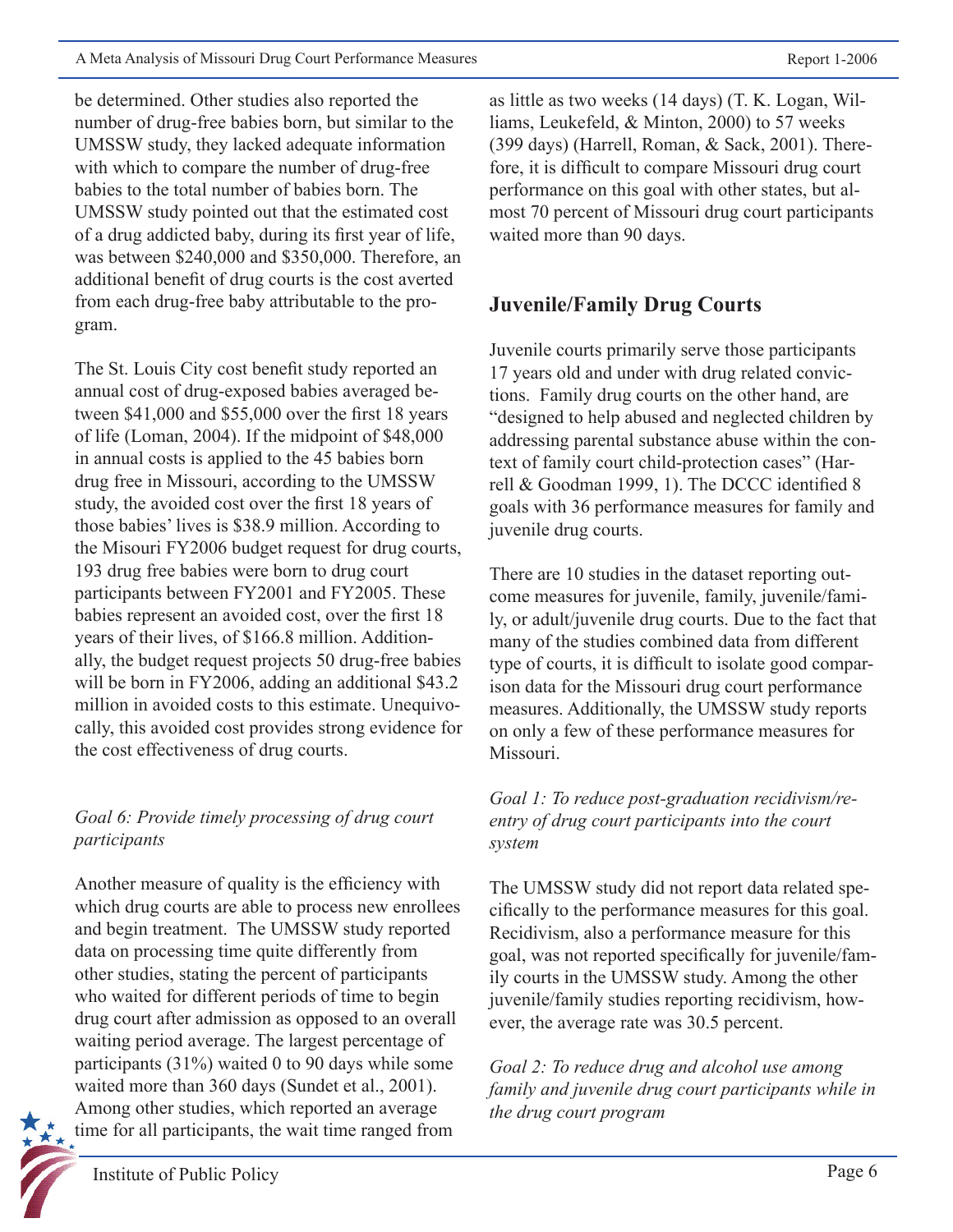be determined. Other studies also reported the number of drug-free babies born, but similar to the UMSSW study, they lacked adequate information with which to compare the number of drug-free babies to the total number of babies born. The UMSSW study pointed out that the estimated cost of a drug addicted baby, during its first year of life, was between $240,000 and $350,000. Therefore, an additional benefit of drug courts is the cost averted from each drug-free baby attributable to the program.

The St. Louis City cost benefit study reported an annual cost of drug-exposed babies averaged between $41,000 and $55,000 over the first 18 years of life (Loman, 2004). If the midpoint of $48,000 in annual costs is applied to the 45 babies born drug free in Missouri, according to the UMSSW study, the avoided cost over the first 18 years of those babies' lives is $38.9 million. According to the Misouri FY2006 budget request for drug courts, 193 drug free babies were born to drug court participants between FY2001 and FY2005. These babies represent an avoided cost, over the first 18 years of their lives, of $166.8 million. Additionally, the budget request projects 50 drug-free babies will be born in FY2006, adding an additional $43.2 million in avoided costs to this estimate. Unequivocally, this avoided cost provides strong evidence for the cost effectiveness of drug courts.

*Goal 6: Provide timely processing of drug court participants*

Another measure of quality is the efficiency with which drug courts are able to process new enrollees and begin treatment. The UMSSW study reported data on processing time quite differently from other studies, stating the percent of participants who waited for different periods of time to begin drug court after admission as opposed to an overall waiting period average. The largest percentage of participants (31%) waited 0 to 90 days while some waited more than 360 days (Sundet et al., 2001). Among other studies, which reported an average time for all participants, the wait time ranged from as little as two weeks (14 days) (T. K. Logan, Williams, Leukefeld, & Minton, 2000) to 57 weeks (399 days) (Harrell, Roman, & Sack, 2001). Therefore, it is difficult to compare Missouri drug court performance on this goal with other states, but almost 70 percent of Missouri drug court participants waited more than 90 days.

## Juvenile/Family Drug Courts

Juvenile courts primarily serve those participants 17 years old and under with drug related convictions. Family drug courts on the other hand, are "designed to help abused and neglected children by addressing parental substance abuse within the context of family court child-protection cases" (Harrell & Goodman 1999, 1). The DCCC identified 8 goals with 36 performance measures for family and juvenile drug courts.

There are 10 studies in the dataset reporting outcome measures for juvenile, family, juvenile/family, or adult/juvenile drug courts. Due to the fact that many of the studies combined data from different type of courts, it is difficult to isolate good comparison data for the Missouri drug court performance measures. Additionally, the UMSSW study reports on only a few of these performance measures for Missouri.

*Goal 1: To reduce post-graduation recidivism/reentry of drug court participants into the court system*

The UMSSW study did not report data related specifically to the performance measures for this goal. Recidivism, also a performance measure for this goal, was not reported specifically for juvenile/family courts in the UMSSW study. Among the other juvenile/family studies reporting recidivism, however, the average rate was 30.5 percent.

*Goal 2: To reduce drug and alcohol use among family and juvenile drug court participants while in the drug court program*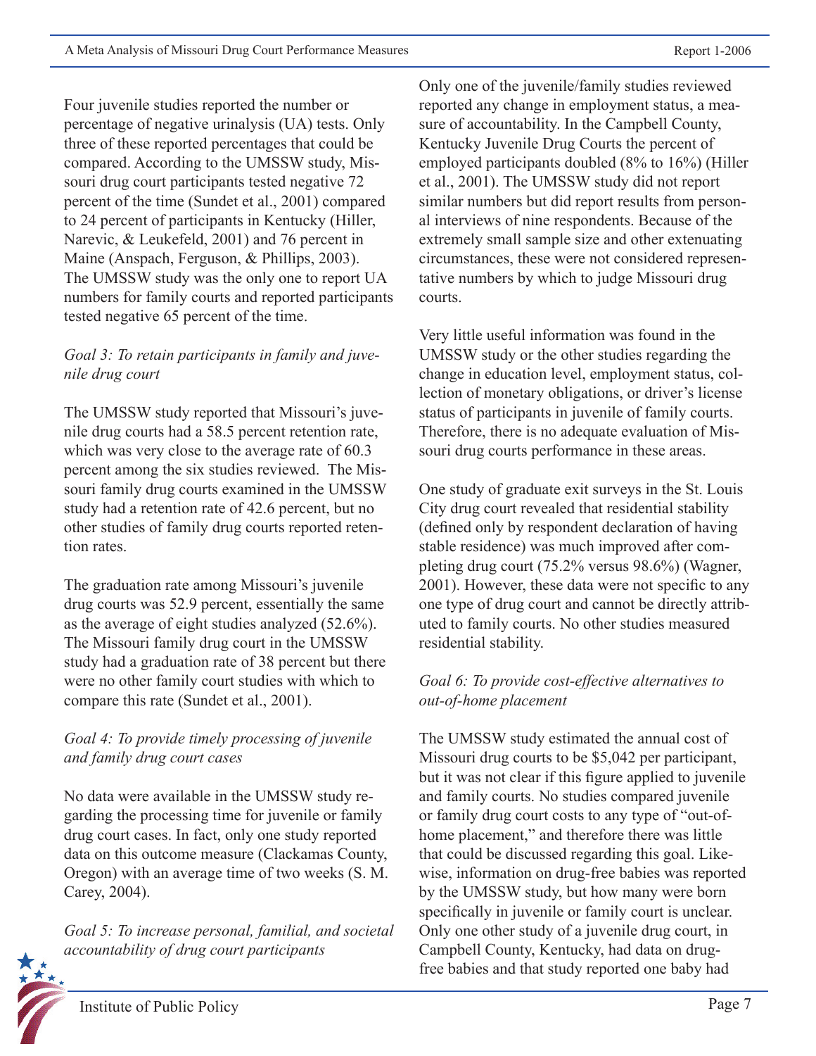Four juvenile studies reported the number or percentage of negative urinalysis (UA) tests. Only three of these reported percentages that could be compared. According to the UMSSW study, Missouri drug court participants tested negative 72 percent of the time (Sundet et al., 2001) compared to 24 percent of participants in Kentucky (Hiller, Narevic, & Leukefeld, 2001) and 76 percent in Maine (Anspach, Ferguson, & Phillips, 2003). The UMSSW study was the only one to report UA numbers for family courts and reported participants tested negative 65 percent of the time.

*Goal 3: To retain participants in family and juvenile drug court*

The UMSSW study reported that Missouri's juvenile drug courts had a 58.5 percent retention rate, which was very close to the average rate of 60.3 percent among the six studies reviewed. The Missouri family drug courts examined in the UMSSW study had a retention rate of 42.6 percent, but no other studies of family drug courts reported retention rates.

The graduation rate among Missouri's juvenile drug courts was 52.9 percent, essentially the same as the average of eight studies analyzed (52.6%). The Missouri family drug court in the UMSSW study had a graduation rate of 38 percent but there were no other family court studies with which to compare this rate (Sundet et al., 2001).

*Goal 4: To provide timely processing of juvenile and family drug court cases*

No data were available in the UMSSW study regarding the processing time for juvenile or family drug court cases. In fact, only one study reported data on this outcome measure (Clackamas County, Oregon) with an average time of two weeks (S. M. Carey, 2004).

*Goal 5: To increase personal, familial, and societal accountability of drug court participants*

Only one of the juvenile/family studies reviewed reported any change in employment status, a measure of accountability. In the Campbell County, Kentucky Juvenile Drug Courts the percent of employed participants doubled (8% to 16%) (Hiller et al., 2001). The UMSSW study did not report similar numbers but did report results from personal interviews of nine respondents. Because of the extremely small sample size and other extenuating circumstances, these were not considered representative numbers by which to judge Missouri drug courts.

Very little useful information was found in the UMSSW study or the other studies regarding the change in education level, employment status, collection of monetary obligations, or driver's license status of participants in juvenile of family courts. Therefore, there is no adequate evaluation of Missouri drug courts performance in these areas.

One study of graduate exit surveys in the St. Louis City drug court revealed that residential stability (defined only by respondent declaration of having stable residence) was much improved after completing drug court (75.2% versus 98.6%) (Wagner, 2001). However, these data were not specific to any one type of drug court and cannot be directly attributed to family courts. No other studies measured residential stability.

*Goal 6: To provide cost-effective alternatives to out-of-home placement*

The UMSSW study estimated the annual cost of Missouri drug courts to be $5,042 per participant, but it was not clear if this figure applied to juvenile and family courts. No studies compared juvenile or family drug court costs to any type of "out-of-home placement," and therefore there was little that could be discussed regarding this goal. Likewise, information on drug-free babies was reported by the UMSSW study, but how many were born specifically in juvenile or family court is unclear. Only one other study of a juvenile drug court, in Campbell County, Kentucky, had data on drug-free babies and that study reported one baby had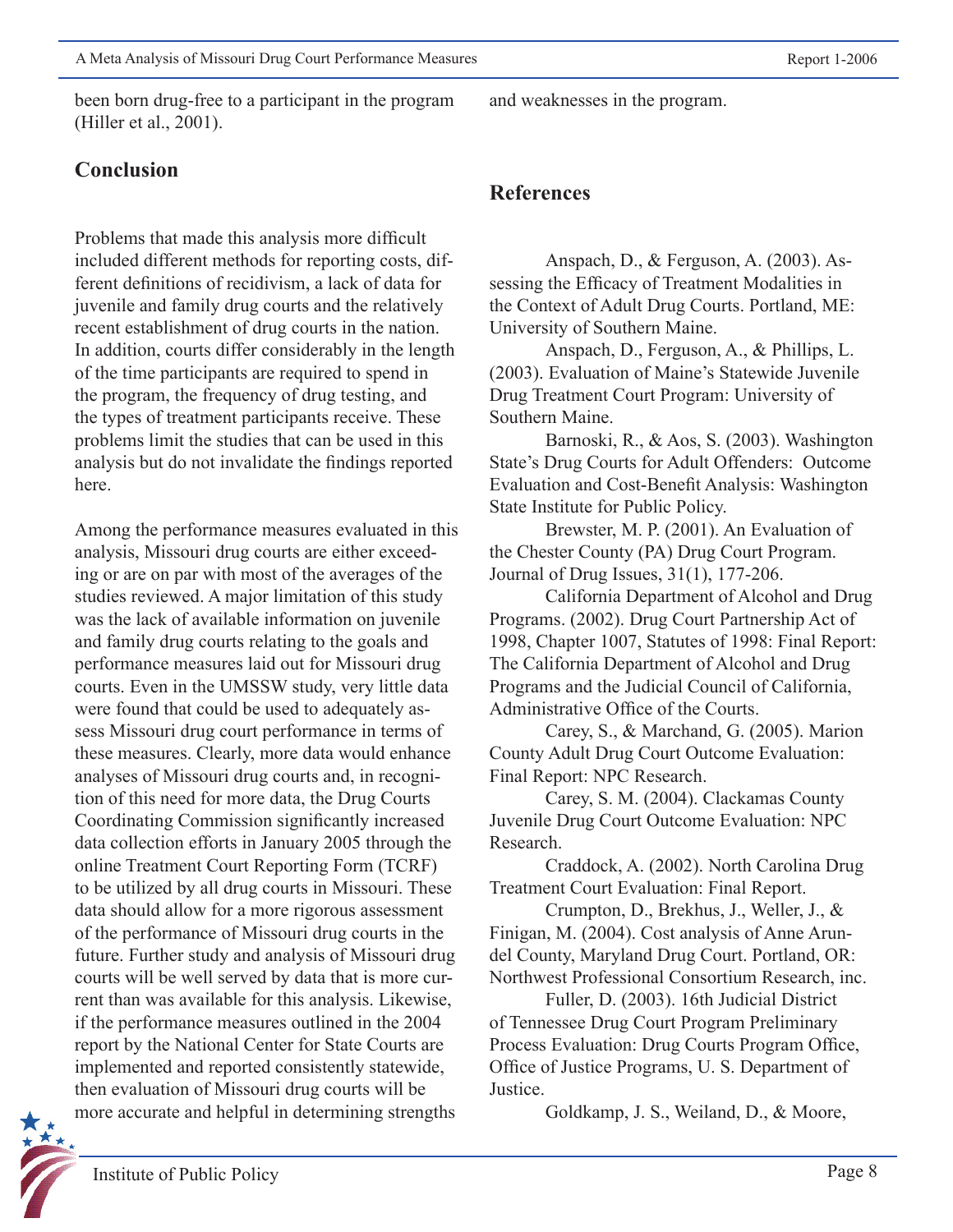been born drug-free to a participant in the program (Hiller et al., 2001).

## Conclusion

Problems that made this analysis more difficult included different methods for reporting costs, different definitions of recidivism, a lack of data for juvenile and family drug courts and the relatively recent establishment of drug courts in the nation. In addition, courts differ considerably in the length of the time participants are required to spend in the program, the frequency of drug testing, and the types of treatment participants receive. These problems limit the studies that can be used in this analysis but do not invalidate the findings reported here.

Among the performance measures evaluated in this analysis, Missouri drug courts are either exceeding or are on par with most of the averages of the studies reviewed. A major limitation of this study was the lack of available information on juvenile and family drug courts relating to the goals and performance measures laid out for Missouri drug courts. Even in the UMSSW study, very little data were found that could be used to adequately assess Missouri drug court performance in terms of these measures. Clearly, more data would enhance analyses of Missouri drug courts and, in recognition of this need for more data, the Drug Courts Coordinating Commission significantly increased data collection efforts in January 2005 through the online Treatment Court Reporting Form (TCRF) to be utilized by all drug courts in Missouri. These data should allow for a more rigorous assessment of the performance of Missouri drug courts in the future. Further study and analysis of Missouri drug courts will be well served by data that is more current than was available for this analysis. Likewise, if the performance measures outlined in the 2004 report by the National Center for State Courts are implemented and reported consistently statewide, then evaluation of Missouri drug courts will be more accurate and helpful in determining strengths and weaknesses in the program.

## References

Anspach, D., & Ferguson, A. (2003). Assessing the Efficacy of Treatment Modalities in the Context of Adult Drug Courts. Portland, ME: University of Southern Maine.

Anspach, D., Ferguson, A., & Phillips, L. (2003). Evaluation of Maine's Statewide Juvenile Drug Treatment Court Program: University of Southern Maine.

Barnoski, R., & Aos, S. (2003). Washington State's Drug Courts for Adult Offenders: Outcome Evaluation and Cost-Benefit Analysis: Washington State Institute for Public Policy.

Brewster, M. P. (2001). An Evaluation of the Chester County (PA) Drug Court Program. Journal of Drug Issues, 31(1), 177-206.

California Department of Alcohol and Drug Programs. (2002). Drug Court Partnership Act of 1998, Chapter 1007, Statutes of 1998: Final Report: The California Department of Alcohol and Drug Programs and the Judicial Council of California, Administrative Office of the Courts.

Carey, S., & Marchand, G. (2005). Marion County Adult Drug Court Outcome Evaluation: Final Report: NPC Research.

Carey, S. M. (2004). Clackamas County Juvenile Drug Court Outcome Evaluation: NPC Research.

Craddock, A. (2002). North Carolina Drug Treatment Court Evaluation: Final Report.

Crumpton, D., Brekhus, J., Weller, J., & Finigan, M. (2004). Cost analysis of Anne Arundel County, Maryland Drug Court. Portland, OR: Northwest Professional Consortium Research, inc.

Fuller, D. (2003). 16th Judicial District of Tennessee Drug Court Program Preliminary Process Evaluation: Drug Courts Program Office, Office of Justice Programs, U. S. Department of Justice.

Goldkamp, J. S., Weiland, D., & Moore,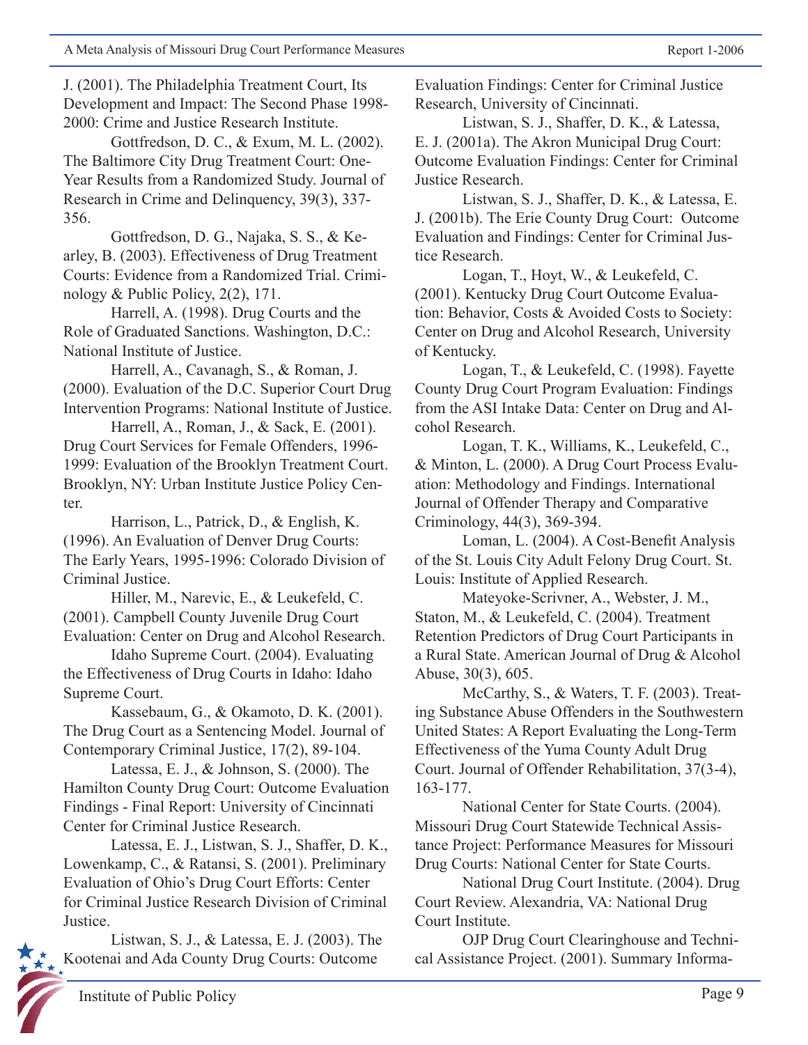J. (2001). The Philadelphia Treatment Court, Its Development and Impact: The Second Phase 1998-2000: Crime and Justice Research Institute.

Gottfredson, D. C., & Exum, M. L. (2002). The Baltimore City Drug Treatment Court: One-Year Results from a Randomized Study. Journal of Research in Crime and Delinquency, 39(3), 337-356.

Gottfredson, D. G., Najaka, S. S., & Kearley, B. (2003). Effectiveness of Drug Treatment Courts: Evidence from a Randomized Trial. Criminology & Public Policy, 2(2), 171.

Harrell, A. (1998). Drug Courts and the Role of Graduated Sanctions. Washington, D.C.: National Institute of Justice.

Harrell, A., Cavanagh, S., & Roman, J. (2000). Evaluation of the D.C. Superior Court Drug Intervention Programs: National Institute of Justice.

Harrell, A., Roman, J., & Sack, E. (2001). Drug Court Services for Female Offenders, 1996-1999: Evaluation of the Brooklyn Treatment Court. Brooklyn, NY: Urban Institute Justice Policy Center.

Harrison, L., Patrick, D., & English, K. (1996). An Evaluation of Denver Drug Courts: The Early Years, 1995-1996: Colorado Division of Criminal Justice.

Hiller, M., Narevic, E., & Leukefeld, C. (2001). Campbell County Juvenile Drug Court Evaluation: Center on Drug and Alcohol Research.

Idaho Supreme Court. (2004). Evaluating the Effectiveness of Drug Courts in Idaho: Idaho Supreme Court.

Kassebaum, G., & Okamoto, D. K. (2001). The Drug Court as a Sentencing Model. Journal of Contemporary Criminal Justice, 17(2), 89-104.

Latessa, E. J., & Johnson, S. (2000). The Hamilton County Drug Court: Outcome Evaluation Findings - Final Report: University of Cincinnati Center for Criminal Justice Research.

Latessa, E. J., Listwan, S. J., Shaffer, D. K., Lowenkamp, C., & Ratansi, S. (2001). Preliminary Evaluation of Ohio's Drug Court Efforts: Center for Criminal Justice Research Division of Criminal Justice.

Listwan, S. J., & Latessa, E. J. (2003). The Kootenai and Ada County Drug Courts: Outcome Evaluation Findings: Center for Criminal Justice Research, University of Cincinnati.

Listwan, S. J., Shaffer, D. K., & Latessa, E. J. (2001a). The Akron Municipal Drug Court: Outcome Evaluation Findings: Center for Criminal Justice Research.

Listwan, S. J., Shaffer, D. K., & Latessa, E. J. (2001b). The Erie County Drug Court: Outcome Evaluation and Findings: Center for Criminal Justice Research.

Logan, T., Hoyt, W., & Leukefeld, C. (2001). Kentucky Drug Court Outcome Evaluation: Behavior, Costs & Avoided Costs to Society: Center on Drug and Alcohol Research, University of Kentucky.

Logan, T., & Leukefeld, C. (1998). Fayette County Drug Court Program Evaluation: Findings from the ASI Intake Data: Center on Drug and Alcohol Research.

Logan, T. K., Williams, K., Leukefeld, C., & Minton, L. (2000). A Drug Court Process Evaluation: Methodology and Findings. International Journal of Offender Therapy and Comparative Criminology, 44(3), 369-394.

Loman, L. (2004). A Cost-Benefit Analysis of the St. Louis City Adult Felony Drug Court. St. Louis: Institute of Applied Research.

Mateyoke-Scrivner, A., Webster, J. M., Staton, M., & Leukefeld, C. (2004). Treatment Retention Predictors of Drug Court Participants in a Rural State. American Journal of Drug & Alcohol Abuse, 30(3), 605.

McCarthy, S., & Waters, T. F. (2003). Treating Substance Abuse Offenders in the Southwestern United States: A Report Evaluating the Long-Term Effectiveness of the Yuma County Adult Drug Court. Journal of Offender Rehabilitation, 37(3-4), 163-177.

National Center for State Courts. (2004). Missouri Drug Court Statewide Technical Assistance Project: Performance Measures for Missouri Drug Courts: National Center for State Courts.

National Drug Court Institute. (2004). Drug Court Review. Alexandria, VA: National Drug Court Institute.

OJP Drug Court Clearinghouse and Technical Assistance Project. (2001). Summary Informa-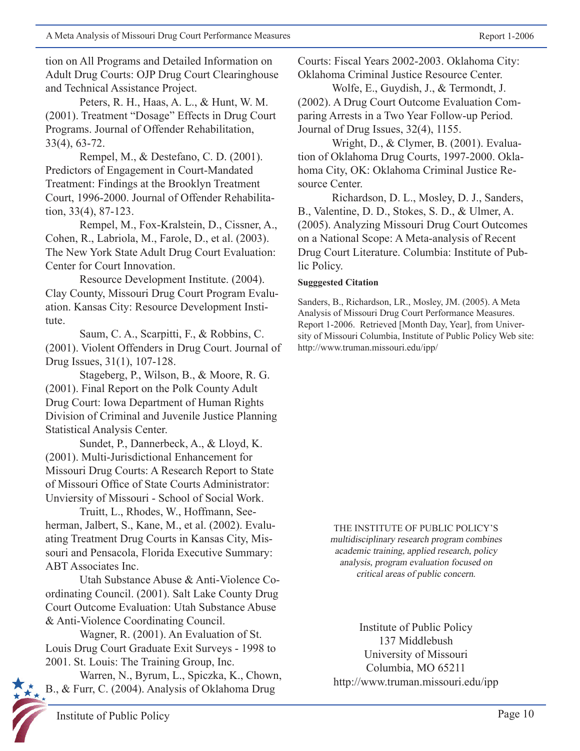tion on All Programs and Detailed Information on Adult Drug Courts: OJP Drug Court Clearinghouse and Technical Assistance Project.

Peters, R. H., Haas, A. L., & Hunt, W. M. (2001). Treatment "Dosage" Effects in Drug Court Programs. Journal of Offender Rehabilitation, 33(4), 63-72.

Rempel, M., & Destefano, C. D. (2001). Predictors of Engagement in Court-Mandated Treatment: Findings at the Brooklyn Treatment Court, 1996-2000. Journal of Offender Rehabilitation, 33(4), 87-123.

Rempel, M., Fox-Kralstein, D., Cissner, A., Cohen, R., Labriola, M., Farole, D., et al. (2003). The New York State Adult Drug Court Evaluation: Center for Court Innovation.

Resource Development Institute. (2004). Clay County, Missouri Drug Court Program Evaluation. Kansas City: Resource Development Institute.

Saum, C. A., Scarpitti, F., & Robbins, C. (2001). Violent Offenders in Drug Court. Journal of Drug Issues, 31(1), 107-128.

Stageberg, P., Wilson, B., & Moore, R. G. (2001). Final Report on the Polk County Adult Drug Court: Iowa Department of Human Rights Division of Criminal and Juvenile Justice Planning Statistical Analysis Center.

Sundet, P., Dannerbeck, A., & Lloyd, K. (2001). Multi-Jurisdictional Enhancement for Missouri Drug Courts: A Research Report to State of Missouri Office of State Courts Administrator: Unviersity of Missouri - School of Social Work.

Truitt, L., Rhodes, W., Hoffmann, Seeherman, Jalbert, S., Kane, M., et al. (2002). Evaluating Treatment Drug Courts in Kansas City, Missouri and Pensacola, Florida Executive Summary: ABT Associates Inc.

Utah Substance Abuse & Anti-Violence Coordinating Council. (2001). Salt Lake County Drug Court Outcome Evaluation: Utah Substance Abuse & Anti-Violence Coordinating Council.

Wagner, R. (2001). An Evaluation of St. Louis Drug Court Graduate Exit Surveys - 1998 to 2001. St. Louis: The Training Group, Inc.

Warren, N., Byrum, L., Spiczka, K., Chown, B., & Furr, C. (2004). Analysis of Oklahoma Drug Courts: Fiscal Years 2002-2003. Oklahoma City: Oklahoma Criminal Justice Resource Center.

Wolfe, E., Guydish, J., & Termondt, J. (2002). A Drug Court Outcome Evaluation Comparing Arrests in a Two Year Follow-up Period. Journal of Drug Issues, 32(4), 1155.

Wright, D., & Clymer, B. (2001). Evaluation of Oklahoma Drug Courts, 1997-2000. Oklahoma City, OK: Oklahoma Criminal Justice Resource Center.

Richardson, D. L., Mosley, D. J., Sanders, B., Valentine, D. D., Stokes, S. D., & Ulmer, A. (2005). Analyzing Missouri Drug Court Outcomes on a National Scope: A Meta-analysis of Recent Drug Court Literature. Columbia: Institute of Public Policy.

**Sugggested Citation**

Sanders, B., Richardson, LR., Mosley, JM. (2005). A Meta Analysis of Missouri Drug Court Performance Measures. Report 1-2006. Retrieved [Month Day, Year], from University of Missouri Columbia, Institute of Public Policy Web site: http://www.truman.missouri.edu/ipp/

THE INSTITUTE OF PUBLIC POLICY'S *multidisciplinary research program combines academic training, applied research, policy analysis, program evaluation focused on critical areas of public concern.*

Institute of Public Policy
137 Middlebush
University of Missouri
Columbia, MO 65211
http://www.truman.missouri.edu/ipp